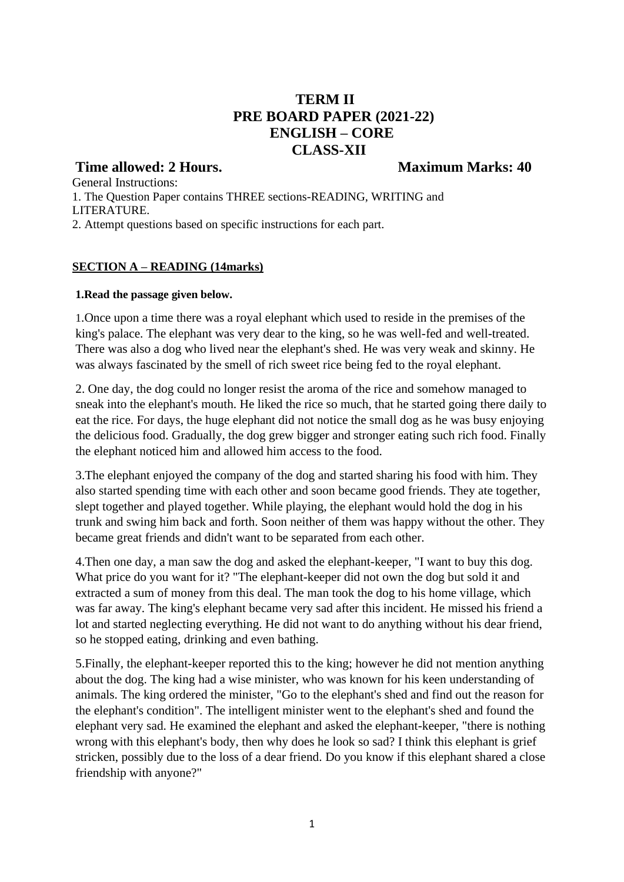# TERM II
# PRE BOARD PAPER (2021-22)
# ENGLISH – CORE
# CLASS-XII

**Time allowed: 2 Hours.** **Maximum Marks: 40**

General Instructions:

1. The Question Paper contains THREE sections-READING, WRITING and LITERATURE.
2. Attempt questions based on specific instructions for each part.

## SECTION A – READING (14marks)

**1.Read the passage given below.**

1.Once upon a time there was a royal elephant which used to reside in the premises of the king's palace. The elephant was very dear to the king, so he was well-fed and well-treated. There was also a dog who lived near the elephant's shed. He was very weak and skinny. He was always fascinated by the smell of rich sweet rice being fed to the royal elephant.

2. One day, the dog could no longer resist the aroma of the rice and somehow managed to sneak into the elephant's mouth. He liked the rice so much, that he started going there daily to eat the rice. For days, the huge elephant did not notice the small dog as he was busy enjoying the delicious food. Gradually, the dog grew bigger and stronger eating such rich food. Finally the elephant noticed him and allowed him access to the food.

3.The elephant enjoyed the company of the dog and started sharing his food with him. They also started spending time with each other and soon became good friends. They ate together, slept together and played together. While playing, the elephant would hold the dog in his trunk and swing him back and forth. Soon neither of them was happy without the other. They became great friends and didn't want to be separated from each other.

4.Then one day, a man saw the dog and asked the elephant-keeper, "I want to buy this dog. What price do you want for it? "The elephant-keeper did not own the dog but sold it and extracted a sum of money from this deal. The man took the dog to his home village, which was far away. The king's elephant became very sad after this incident. He missed his friend a lot and started neglecting everything. He did not want to do anything without his dear friend, so he stopped eating, drinking and even bathing.

5.Finally, the elephant-keeper reported this to the king; however he did not mention anything about the dog. The king had a wise minister, who was known for his keen understanding of animals. The king ordered the minister, "Go to the elephant's shed and find out the reason for the elephant's condition". The intelligent minister went to the elephant's shed and found the elephant very sad. He examined the elephant and asked the elephant-keeper, "there is nothing wrong with this elephant's body, then why does he look so sad? I think this elephant is grief stricken, possibly due to the loss of a dear friend. Do you know if this elephant shared a close friendship with anyone?"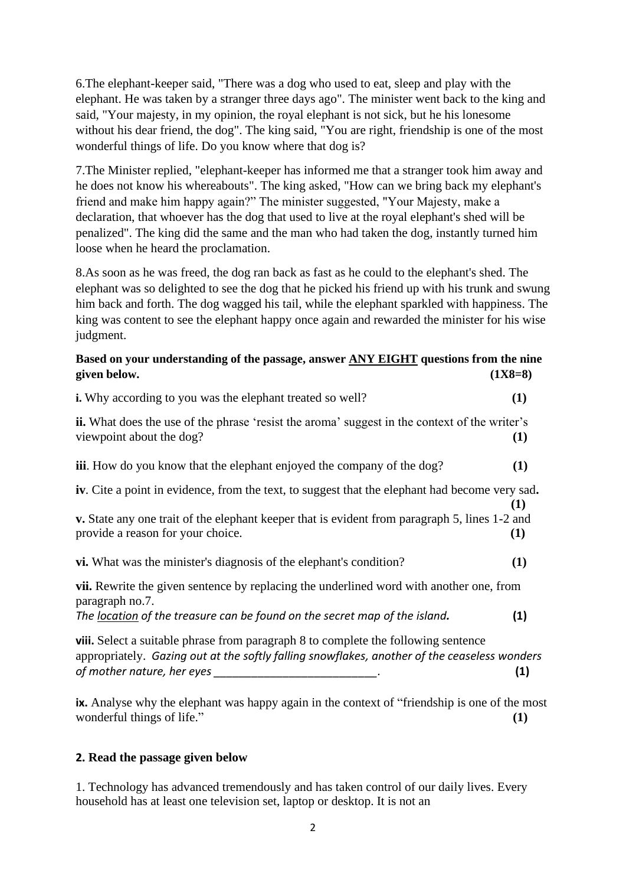6.The elephant-keeper said, "There was a dog who used to eat, sleep and play with the elephant. He was taken by a stranger three days ago". The minister went back to the king and said, "Your majesty, in my opinion, the royal elephant is not sick, but he his lonesome without his dear friend, the dog". The king said, "You are right, friendship is one of the most wonderful things of life. Do you know where that dog is?

7.The Minister replied, "elephant-keeper has informed me that a stranger took him away and he does not know his whereabouts". The king asked, "How can we bring back my elephant's friend and make him happy again?" The minister suggested, "Your Majesty, make a declaration, that whoever has the dog that used to live at the royal elephant's shed will be penalized". The king did the same and the man who had taken the dog, instantly turned him loose when he heard the proclamation.

8.As soon as he was freed, the dog ran back as fast as he could to the elephant's shed. The elephant was so delighted to see the dog that he picked his friend up with his trunk and swung him back and forth. The dog wagged his tail, while the elephant sparkled with happiness. The king was content to see the elephant happy once again and rewarded the minister for his wise judgment.

**Based on your understanding of the passage, answer <u>ANY EIGHT</u> questions from the nine given below. (1X8=8)**

**i.** Why according to you was the elephant treated so well? **(1)**

**ii.** What does the use of the phrase 'resist the aroma' suggest in the context of the writer's viewpoint about the dog? **(1)**

**iii**. How do you know that the elephant enjoyed the company of the dog? **(1)**

**iv**. Cite a point in evidence, from the text, to suggest that the elephant had become very sad**.** **(1)**

**v.** State any one trait of the elephant keeper that is evident from paragraph 5, lines 1-2 and provide a reason for your choice. **(1)**

**vi.** What was the minister's diagnosis of the elephant's condition? **(1)**

**vii.** Rewrite the given sentence by replacing the underlined word with another one, from paragraph no.7.
*The <u>location</u> of the treasure can be found on the secret map of the island.* **(1)**

**viii.** Select a suitable phrase from paragraph 8 to complete the following sentence appropriately. *Gazing out at the softly falling snowflakes, another of the ceaseless wonders of mother nature, her eyes ___________________________.* **(1)**

**ix.** Analyse why the elephant was happy again in the context of "friendship is one of the most wonderful things of life." **(1)**

**2. Read the passage given below**

1. Technology has advanced tremendously and has taken control of our daily lives. Every household has at least one television set, laptop or desktop. It is not an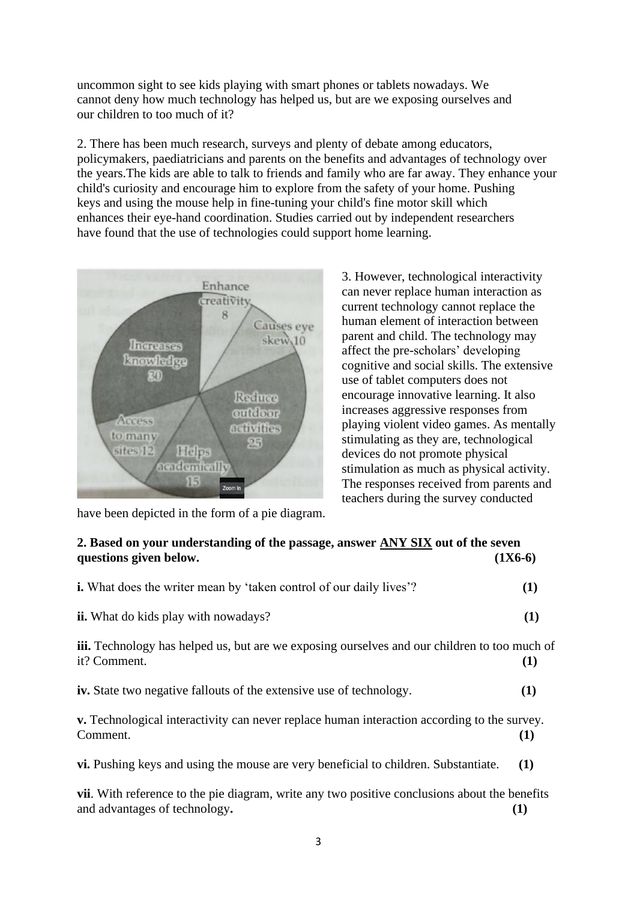uncommon sight to see kids playing with smart phones or tablets nowadays. We cannot deny how much technology has helped us, but are we exposing ourselves and our children to too much of it?

2. There has been much research, surveys and plenty of debate among educators, policymakers, paediatricians and parents on the benefits and advantages of technology over the years.The kids are able to talk to friends and family who are far away. They enhance your child's curiosity and encourage him to explore from the safety of your home. Pushing keys and using the mouse help in fine-tuning your child's fine motor skill which enhances their eye-hand coordination. Studies carried out by independent researchers have found that the use of technologies could support home learning.

3. However, technological interactivity can never replace human interaction as current technology cannot replace the human element of interaction between parent and child. The technology may affect the pre-scholars' developing cognitive and social skills. The extensive use of tablet computers does not encourage innovative learning. It also increases aggressive responses from playing violent video games. As mentally stimulating as they are, technological devices do not promote physical stimulation as much as physical activity. The responses received from parents and teachers during the survey conducted have been depicted in the form of a pie diagram.

**2. Based on your understanding of the passage, answer ANY SIX out of the seven questions given below. (1X6-6)**

**i.** What does the writer mean by 'taken control of our daily lives'? **(1)**

**ii.** What do kids play with nowadays? **(1)**

**iii.** Technology has helped us, but are we exposing ourselves and our children to too much of it? Comment. **(1)**

**iv.** State two negative fallouts of the extensive use of technology. **(1)**

**v.** Technological interactivity can never replace human interaction according to the survey. Comment. **(1)**

**vi.** Pushing keys and using the mouse are very beneficial to children. Substantiate. **(1)**

**vii**. With reference to the pie diagram, write any two positive conclusions about the benefits and advantages of technology**.** **(1)**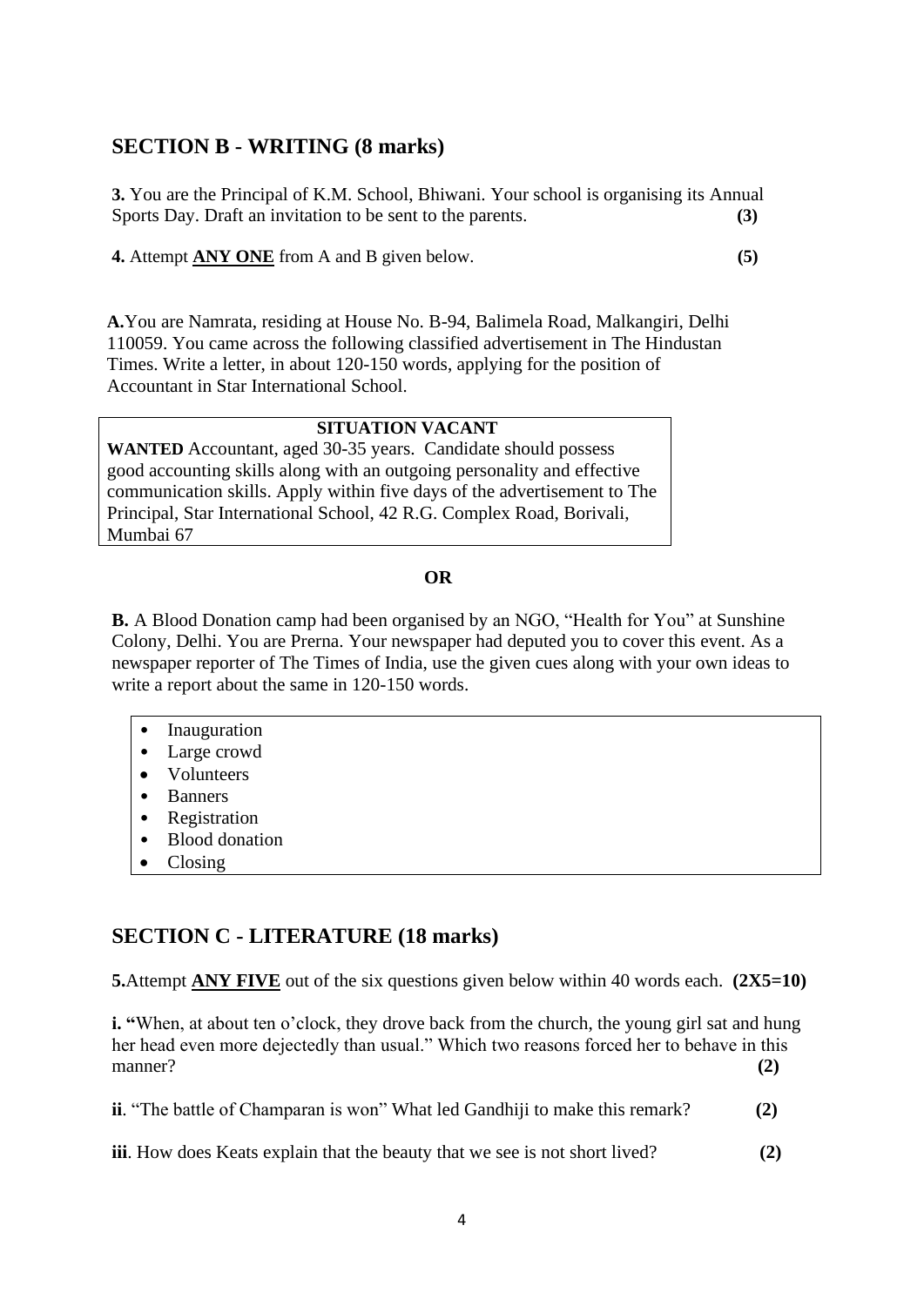## SECTION B - WRITING (8 marks)

**3.** You are the Principal of K.M. School, Bhiwani. Your school is organising its Annual Sports Day. Draft an invitation to be sent to the parents. **(3)**

**4.** Attempt **ANY ONE** from A and B given below. **(5)**

**A.** You are Namrata, residing at House No. B-94, Balimela Road, Malkangiri, Delhi 110059. You came across the following classified advertisement in The Hindustan Times. Write a letter, in about 120-150 words, applying for the position of Accountant in Star International School.

> **SITUATION VACANT**
>
> **WANTED** Accountant, aged 30-35 years. Candidate should possess good accounting skills along with an outgoing personality and effective communication skills. Apply within five days of the advertisement to The Principal, Star International School, 42 R.G. Complex Road, Borivali, Mumbai 67

**OR**

**B.** A Blood Donation camp had been organised by an NGO, "Health for You" at Sunshine Colony, Delhi. You are Prerna. Your newspaper had deputed you to cover this event. As a newspaper reporter of The Times of India, use the given cues along with your own ideas to write a report about the same in 120-150 words.

- Inauguration
- Large crowd
- Volunteers
- Banners
- Registration
- Blood donation
- Closing

## SECTION C - LITERATURE (18 marks)

**5.** Attempt **ANY FIVE** out of the six questions given below within 40 words each. **(2X5=10)**

**i.** "When, at about ten o'clock, they drove back from the church, the young girl sat and hung her head even more dejectedly than usual." Which two reasons forced her to behave in this manner? **(2)**

**ii**. "The battle of Champaran is won" What led Gandhiji to make this remark? **(2)**

**iii**. How does Keats explain that the beauty that we see is not short lived? **(2)**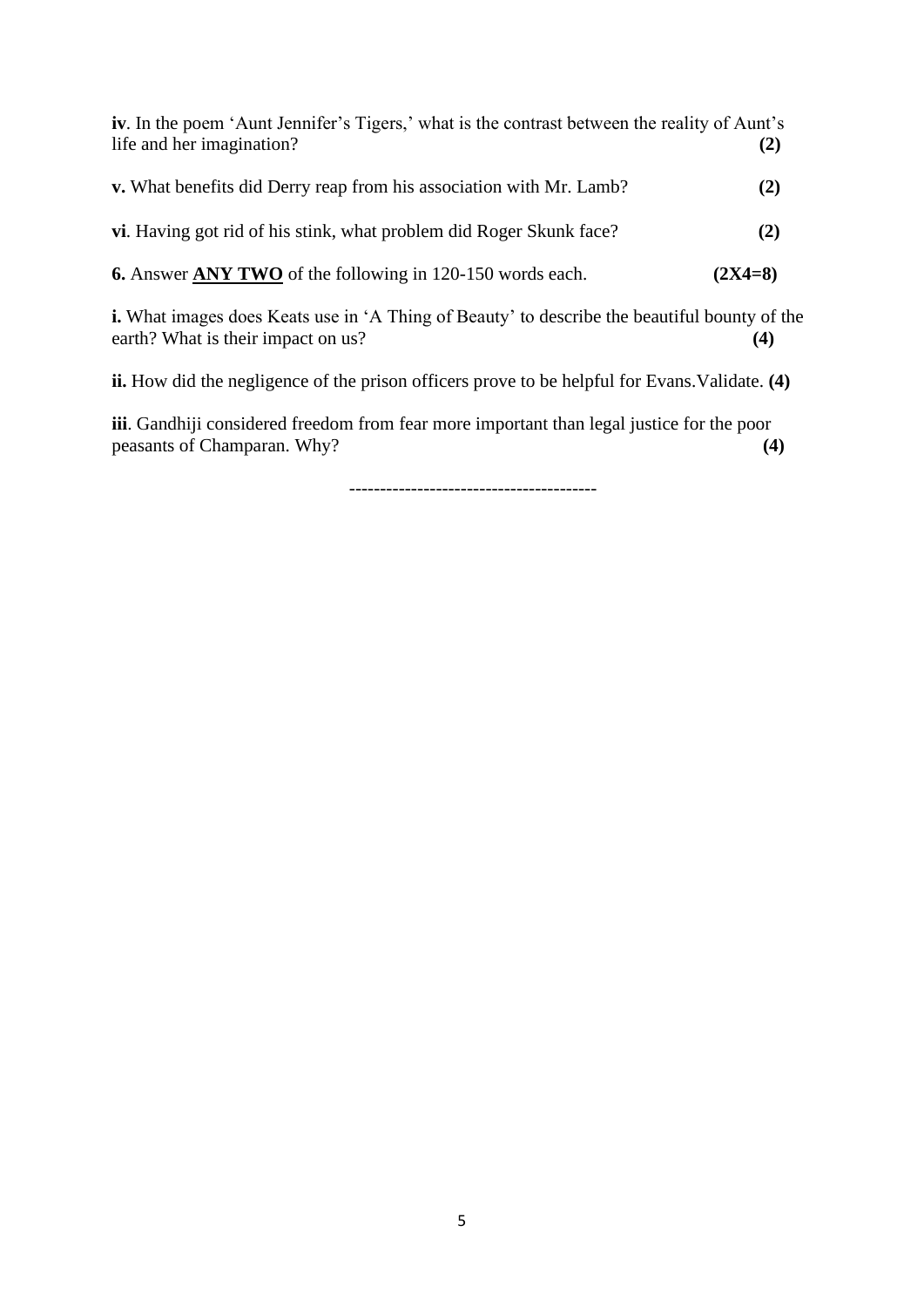**iv**. In the poem 'Aunt Jennifer's Tigers,' what is the contrast between the reality of Aunt's life and her imagination? **(2)**

**v.** What benefits did Derry reap from his association with Mr. Lamb? **(2)**

**vi**. Having got rid of his stink, what problem did Roger Skunk face? **(2)**

**6.** Answer **<u>ANY TWO</u>** of the following in 120-150 words each. **(2X4=8)**

**i.** What images does Keats use in 'A Thing of Beauty' to describe the beautiful bounty of the earth? What is their impact on us? **(4)**

**ii.** How did the negligence of the prison officers prove to be helpful for Evans.Validate. **(4)**

**iii**. Gandhiji considered freedom from fear more important than legal justice for the poor peasants of Champaran. Why? **(4)**

---------------------------------------